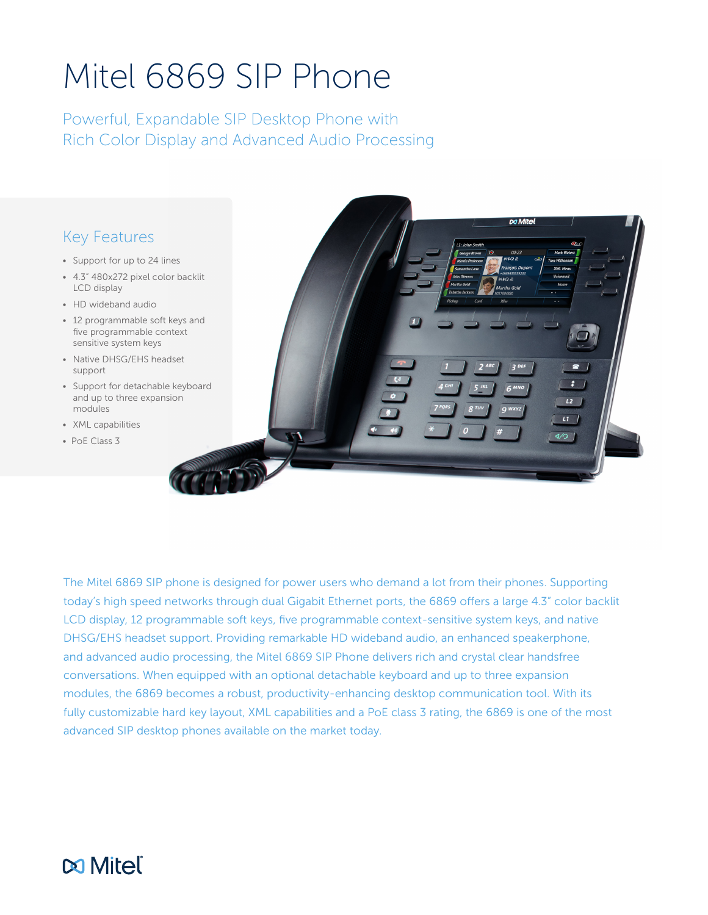# Mitel 6869 SIP Phone

## Powerful, Expandable SIP Desktop Phone with Rich Color Display and Advanced Audio Processing

### Key Features

- Support for up to 24 lines
- 4.3" 480x272 pixel color backlit LCD display
- HD wideband audio
- 12 programmable soft keys and five programmable context sensitive system keys
- Native DHSG/EHS headset support
- Support for detachable keyboard and up to three expansion modules
- XML capabilities
- PoE Class 3

The Mitel 6869 SIP phone is designed for power users who demand a lot from their phones. Supporting today's high speed networks through dual Gigabit Ethernet ports, the 6869 offers a large 4.3" color backlit LCD display, 12 programmable soft keys, five programmable context-sensitive system keys, and native DHSG/EHS headset support. Providing remarkable HD wideband audio, an enhanced speakerphone, and advanced audio processing, the Mitel 6869 SIP Phone delivers rich and crystal clear handsfree conversations. When equipped with an optional detachable keyboard and up to three expansion modules, the 6869 becomes a robust, productivity-enhancing desktop communication tool. With its fully customizable hard key layout, XML capabilities and a PoE class 3 rating, the 6869 is one of the most advanced SIP desktop phones available on the market today.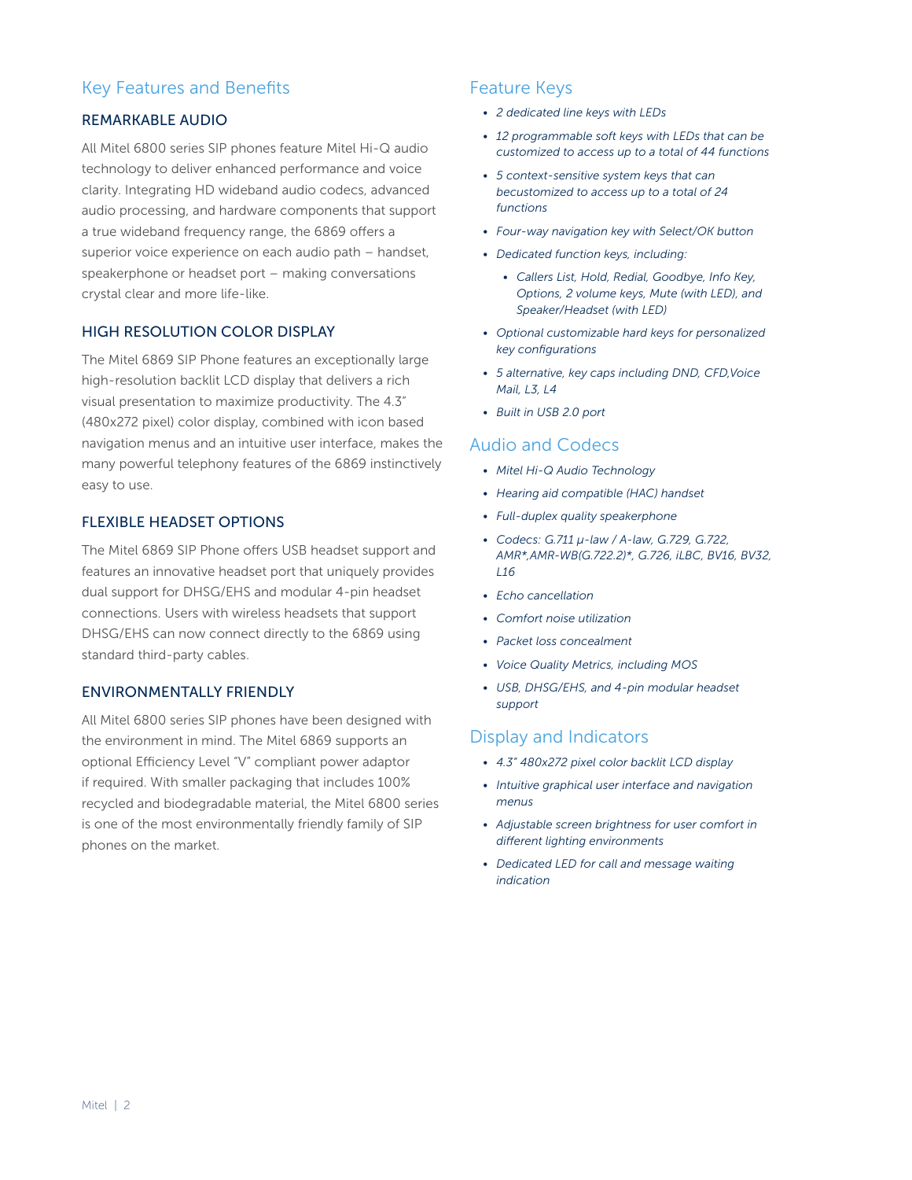## Key Features and Benefits

### REMARKABLE AUDIO

All Mitel 6800 series SIP phones feature Mitel Hi-Q audio technology to deliver enhanced performance and voice clarity. Integrating HD wideband audio codecs, advanced audio processing, and hardware components that support a true wideband frequency range, the 6869 offers a superior voice experience on each audio path – handset, speakerphone or headset port – making conversations crystal clear and more life-like.

### HIGH RESOLUTION COLOR DISPLAY

The Mitel 6869 SIP Phone features an exceptionally large high-resolution backlit LCD display that delivers a rich visual presentation to maximize productivity. The 4.3" (480x272 pixel) color display, combined with icon based navigation menus and an intuitive user interface, makes the many powerful telephony features of the 6869 instinctively easy to use.

### FLEXIBLE HEADSET OPTIONS

The Mitel 6869 SIP Phone offers USB headset support and features an innovative headset port that uniquely provides dual support for DHSG/EHS and modular 4-pin headset connections. Users with wireless headsets that support DHSG/EHS can now connect directly to the 6869 using standard third-party cables.

### ENVIRONMENTALLY FRIENDLY

All Mitel 6800 series SIP phones have been designed with the environment in mind. The Mitel 6869 supports an optional Efficiency Level "V" compliant power adaptor if required. With smaller packaging that includes 100% recycled and biodegradable material, the Mitel 6800 series is one of the most environmentally friendly family of SIP phones on the market.

## Feature Keys

- *2 dedicated line keys with LEDs*
- *12 programmable soft keys with LEDs that can be customized to access up to a total of 44 functions*
- *5 context-sensitive system keys that can becustomized to access up to a total of 24 functions*
- *Four-way navigation key with Select/OK button*
- *Dedicated function keys, including:*
  - *Callers List, Hold, Redial, Goodbye, Info Key, Options, 2 volume keys, Mute (with LED), and Speaker/Headset (with LED)*
- *Optional customizable hard keys for personalized key configurations*
- *5 alternative, key caps including DND, CFD,Voice Mail, L3, L4*
- *Built in USB 2.0 port*

## Audio and Codecs

- *Mitel Hi-Q Audio Technology*
- *Hearing aid compatible (HAC) handset*
- *Full-duplex quality speakerphone*
- *Codecs: G.711 µ-law / A-law, G.729, G.722, AMR*,AMR-WB(G.722.2)*, G.726, iLBC, BV16, BV32, L16*
- *Echo cancellation*
- *Comfort noise utilization*
- *Packet loss concealment*
- *Voice Quality Metrics, including MOS*
- *USB, DHSG/EHS, and 4-pin modular headset support*

## Display and Indicators

- *4.3" 480x272 pixel color backlit LCD display*
- *Intuitive graphical user interface and navigation menus*
- *Adjustable screen brightness for user comfort in different lighting environments*
- *Dedicated LED for call and message waiting indication*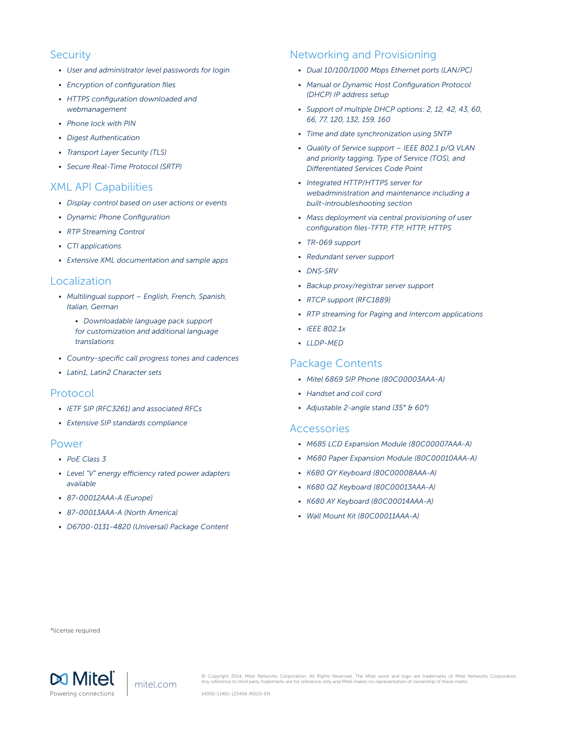## Security

- *User and administrator level passwords for login*
- *Encryption of configuration files*
- *HTTPS configuration downloaded and webmanagement*
- *Phone lock with PIN*
- *Digest Authentication*
- *Transport Layer Security (TLS)*
- *Secure Real-Time Protocol (SRTP)*

## XML API Capabilities

- *Display control based on user actions or events*
- *Dynamic Phone Configuration*
- *RTP Streaming Control*
- *CTI applications*
- *Extensive XML documentation and sample apps*

## Localization

- *Multilingual support – English, French, Spanish, Italian, German*
  - *Downloadable language pack support for customization and additional language translations*
- *Country-specific call progress tones and cadences*
- *Latin1, Latin2 Character sets*

## Protocol

- *IETF SIP (RFC3261) and associated RFCs*
- *Extensive SIP standards compliance*

## Power

- *PoE Class 3*
- *Level "V" energy efficiency rated power adapters available*
- *87-00012AAA-A (Europe)*
- *87-00013AAA-A (North America)*
- *D6700-0131-4820 (Universal) Package Content*

## Networking and Provisioning

- *Dual 10/100/1000 Mbps Ethernet ports (LAN/PC)*
- *Manual or Dynamic Host Configuration Protocol (DHCP) IP address setup*
- *Support of multiple DHCP options: 2, 12, 42, 43, 60, 66, 77, 120, 132, 159, 160*
- *Time and date synchronization using SNTP*
- *Quality of Service support – IEEE 802.1 p/Q VLAN and priority tagging, Type of Service (TOS), and Differentiated Services Code Point*
- *Integrated HTTP/HTTPS server for webadministration and maintenance including a built-introubleshooting section*
- *Mass deployment via central provisioning of user configuration files-TFTP, FTP, HTTP, HTTPS*
- *TR-069 support*
- *Redundant server support*
- *DNS-SRV*
- *Backup proxy/registrar server support*
- *RTCP support (RFC1889)*
- *RTP streaming for Paging and Intercom applications*
- *IEEE 802.1x*
- *LLDP-MED*

## Package Contents

- *Mitel 6869 SIP Phone (80C00003AAA-A)*
- *Handset and coil cord*
- *Adjustable 2-angle stand (35° & 60°)*

## Accessories

- *M685 LCD Expansion Module (80C00007AAA-A)*
- *M680 Paper Expansion Module (80C00010AAA-A)*
- *K680 QY Keyboard (80C00008AAA-A)*
- *K680 QZ Keyboard (80C00013AAA-A)*
- *K680 AY Keyboard (80C00014AAA-A)*
- *Wall Mount Kit (80C00011AAA-A)*

*license required

Mitel
Powering connections

mitel.com

© Copyright 2014, Mitel Networks Corporation. All Rights Reserved. The Mitel word and logo are trademarks of Mitel Networks Corporation. Any reference to third party trademarks are for reference only and Mitel makes no representation of ownership of these marks.

14050-11401-123456-R0115-EN